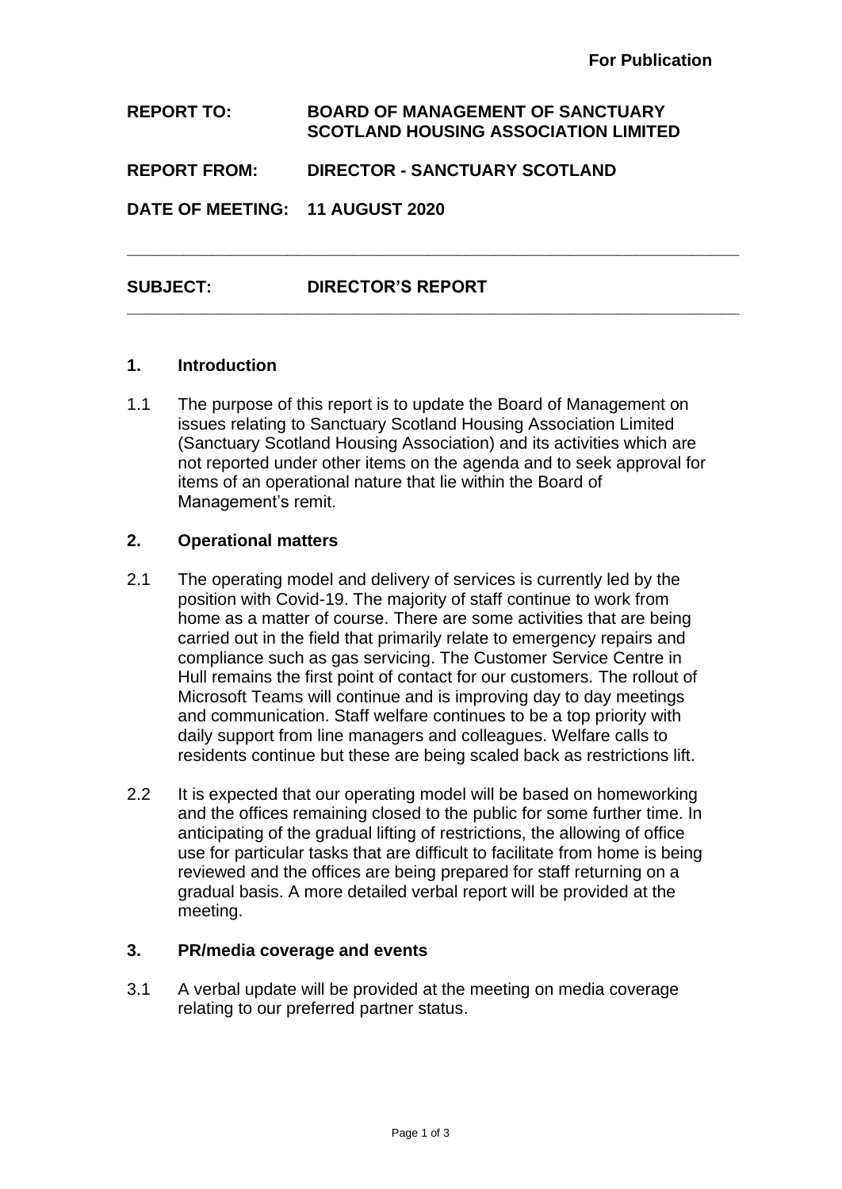**For Publication**

**REPORT TO:** **BOARD OF MANAGEMENT OF SANCTUARY SCOTLAND HOUSING ASSOCIATION LIMITED**

**REPORT FROM:** **DIRECTOR - SANCTUARY SCOTLAND**

**DATE OF MEETING:** **11 AUGUST 2020**

---

**SUBJECT:** **DIRECTOR'S REPORT**

---

## 1. Introduction

1.1 The purpose of this report is to update the Board of Management on issues relating to Sanctuary Scotland Housing Association Limited (Sanctuary Scotland Housing Association) and its activities which are not reported under other items on the agenda and to seek approval for items of an operational nature that lie within the Board of Management's remit.

## 2. Operational matters

2.1 The operating model and delivery of services is currently led by the position with Covid-19. The majority of staff continue to work from home as a matter of course. There are some activities that are being carried out in the field that primarily relate to emergency repairs and compliance such as gas servicing. The Customer Service Centre in Hull remains the first point of contact for our customers. The rollout of Microsoft Teams will continue and is improving day to day meetings and communication. Staff welfare continues to be a top priority with daily support from line managers and colleagues. Welfare calls to residents continue but these are being scaled back as restrictions lift.

2.2 It is expected that our operating model will be based on homeworking and the offices remaining closed to the public for some further time. In anticipating of the gradual lifting of restrictions, the allowing of office use for particular tasks that are difficult to facilitate from home is being reviewed and the offices are being prepared for staff returning on a gradual basis. A more detailed verbal report will be provided at the meeting.

## 3. PR/media coverage and events

3.1 A verbal update will be provided at the meeting on media coverage relating to our preferred partner status.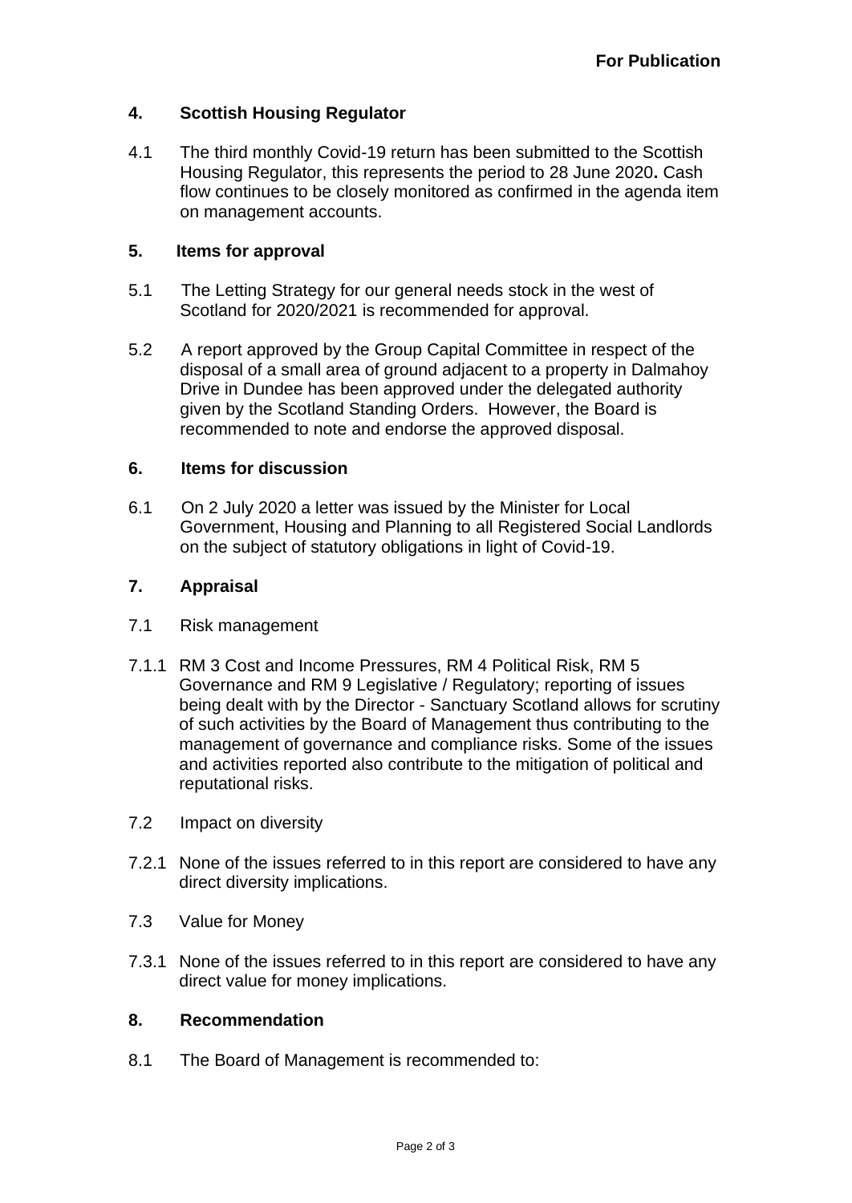**For Publication**

## 4. Scottish Housing Regulator

4.1 The third monthly Covid-19 return has been submitted to the Scottish Housing Regulator, this represents the period to 28 June 2020**.** Cash flow continues to be closely monitored as confirmed in the agenda item on management accounts.

## 5. Items for approval

5.1 The Letting Strategy for our general needs stock in the west of Scotland for 2020/2021 is recommended for approval.

5.2 A report approved by the Group Capital Committee in respect of the disposal of a small area of ground adjacent to a property in Dalmahoy Drive in Dundee has been approved under the delegated authority given by the Scotland Standing Orders. However, the Board is recommended to note and endorse the approved disposal.

## 6. Items for discussion

6.1 On 2 July 2020 a letter was issued by the Minister for Local Government, Housing and Planning to all Registered Social Landlords on the subject of statutory obligations in light of Covid-19.

## 7. Appraisal

7.1 Risk management

7.1.1 RM 3 Cost and Income Pressures, RM 4 Political Risk, RM 5 Governance and RM 9 Legislative / Regulatory; reporting of issues being dealt with by the Director - Sanctuary Scotland allows for scrutiny of such activities by the Board of Management thus contributing to the management of governance and compliance risks. Some of the issues and activities reported also contribute to the mitigation of political and reputational risks.

7.2 Impact on diversity

7.2.1 None of the issues referred to in this report are considered to have any direct diversity implications.

7.3 Value for Money

7.3.1 None of the issues referred to in this report are considered to have any direct value for money implications.

## 8. Recommendation

8.1 The Board of Management is recommended to: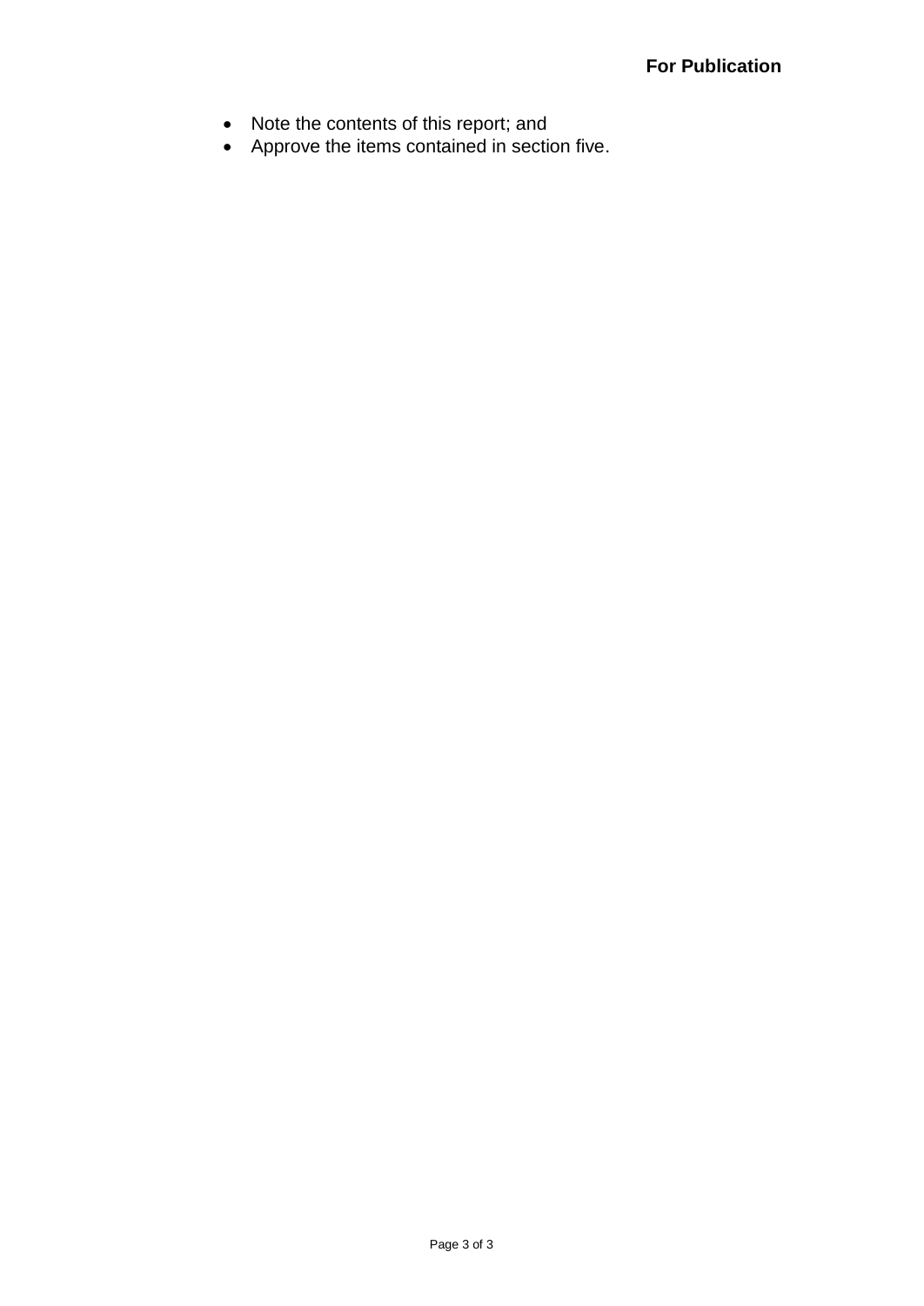- Note the contents of this report; and
- Approve the items contained in section five.